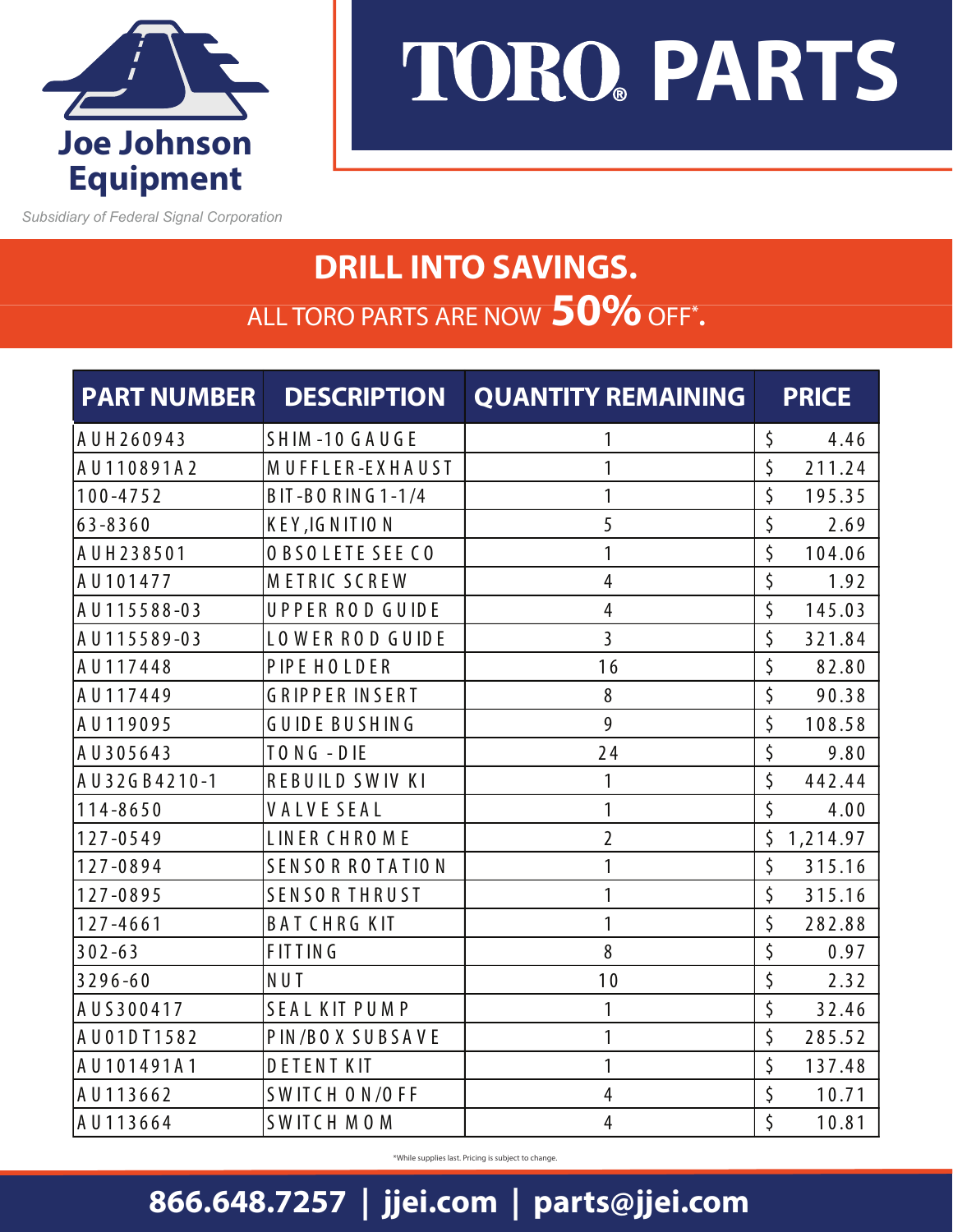Joe Johnson Equipment

*Subsidiary of Federal Signal Corporation*

# TORO® PARTS

## DRILL INTO SAVINGS.

ALL TORO PARTS ARE NOW **50%** OFF*.

| PART NUMBER | DESCRIPTION | QUANTITY REMAINING | PRICE |
|---|---|---|---|
| AUH260943 | SHIM-10 GAUGE | 1 | $ 4.46 |
| AU110891A2 | MUFFLER-EXHAUST | 1 | $ 211.24 |
| 100-4752 | BIT-BORING 1-1/4 | 1 | $ 195.35 |
| 63-8360 | KEY,IGNITION | 5 | $ 2.69 |
| AUH238501 | OBSOLETE SEE CO | 1 | $ 104.06 |
| AU101477 | METRIC SCREW | 4 | $ 1.92 |
| AU115588-03 | UPPER ROD GUIDE | 4 | $ 145.03 |
| AU115589-03 | LOWER ROD GUIDE | 3 | $ 321.84 |
| AU117448 | PIPE HOLDER | 16 | $ 82.80 |
| AU117449 | GRIPPER INSERT | 8 | $ 90.38 |
| AU119095 | GUIDE BUSHING | 9 | $ 108.58 |
| AU305643 | TONG - DIE | 24 | $ 9.80 |
| AU32GB4210-1 | REBUILD SWIV KI | 1 | $ 442.44 |
| 114-8650 | VALVE SEAL | 1 | $ 4.00 |
| 127-0549 | LINER CHROME | 2 | $ 1,214.97 |
| 127-0894 | SENSOR ROTATION | 1 | $ 315.16 |
| 127-0895 | SENSOR THRUST | 1 | $ 315.16 |
| 127-4661 | BAT CHRG KIT | 1 | $ 282.88 |
| 302-63 | FITTING | 8 | $ 0.97 |
| 3296-60 | NUT | 10 | $ 2.32 |
| AUS300417 | SEAL KIT PUMP | 1 | $ 32.46 |
| AU01DT1582 | PIN/BOX SUBSAVE | 1 | $ 285.52 |
| AU101491A1 | DETENT KIT | 1 | $ 137.48 |
| AU113662 | SWITCH ON/OFF | 4 | $ 10.71 |
| AU113664 | SWITCH MOM | 4 | $ 10.81 |

*While supplies last. Pricing is subject to change.

**866.648.7257 | jjei.com | parts@jjei.com**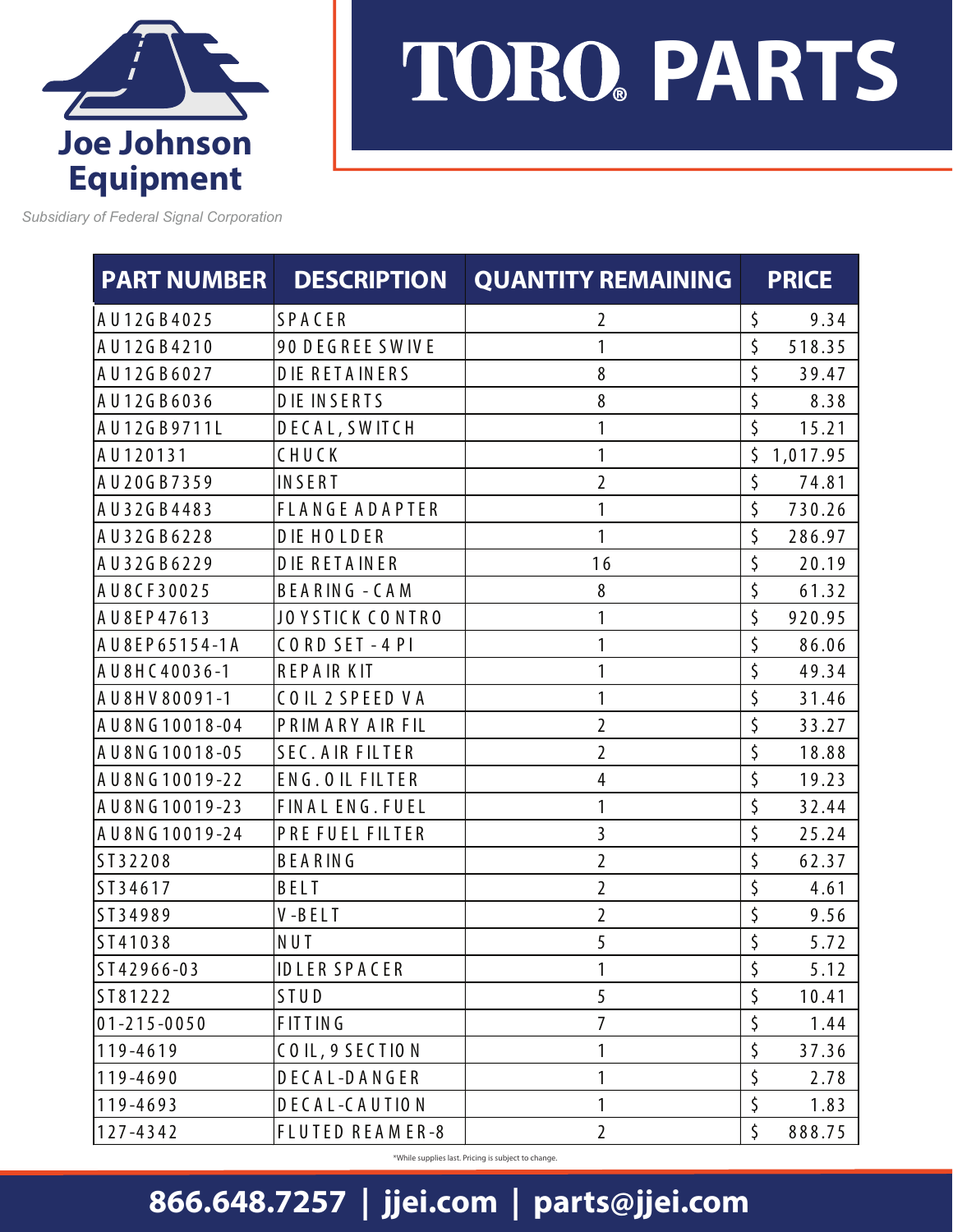Joe Johnson Equipment

*Subsidiary of Federal Signal Corporation*

# TORO® PARTS

| PART NUMBER | DESCRIPTION | QUANTITY REMAINING | PRICE |
|---|---|---|---|
| AU12GB4025 | SPACER | 2 | $ 9.34 |
| AU12GB4210 | 90 DEGREE SWIVE | 1 | $ 518.35 |
| AU12GB6027 | DIE RETAINERS | 8 | $ 39.47 |
| AU12GB6036 | DIE INSERTS | 8 | $ 8.38 |
| AU12GB9711L | DECAL, SWITCH | 1 | $ 15.21 |
| AU120131 | CHUCK | 1 | $ 1,017.95 |
| AU20GB7359 | INSERT | 2 | $ 74.81 |
| AU32GB4483 | FLANGE ADAPTER | 1 | $ 730.26 |
| AU32GB6228 | DIE HOLDER | 1 | $ 286.97 |
| AU32GB6229 | DIE RETAINER | 16 | $ 20.19 |
| AU8CF30025 | BEARING - CAM | 8 | $ 61.32 |
| AU8EP47613 | JOYSTICK CONTRO | 1 | $ 920.95 |
| AU8EP65154-1A | CORD SET - 4 PI | 1 | $ 86.06 |
| AU8HC40036-1 | REPAIR KIT | 1 | $ 49.34 |
| AU8HV80091-1 | COIL 2 SPEED VA | 1 | $ 31.46 |
| AU8NG10018-04 | PRIMARY AIR FIL | 2 | $ 33.27 |
| AU8NG10018-05 | SEC. AIR FILTER | 2 | $ 18.88 |
| AU8NG10019-22 | ENG. OIL FILTER | 4 | $ 19.23 |
| AU8NG10019-23 | FINAL ENG. FUEL | 1 | $ 32.44 |
| AU8NG10019-24 | PRE FUEL FILTER | 3 | $ 25.24 |
| ST32208 | BEARING | 2 | $ 62.37 |
| ST34617 | BELT | 2 | $ 4.61 |
| ST34989 | V-BELT | 2 | $ 9.56 |
| ST41038 | NUT | 5 | $ 5.72 |
| ST42966-03 | IDLER SPACER | 1 | $ 5.12 |
| ST81222 | STUD | 5 | $ 10.41 |
| 01-215-0050 | FITTING | 7 | $ 1.44 |
| 119-4619 | COIL, 9 SECTION | 1 | $ 37.36 |
| 119-4690 | DECAL-DANGER | 1 | $ 2.78 |
| 119-4693 | DECAL-CAUTION | 1 | $ 1.83 |
| 127-4342 | FLUTED REAMER-8 | 2 | $ 888.75 |

*While supplies last. Pricing is subject to change.

**866.648.7257 | jjei.com | parts@jjei.com**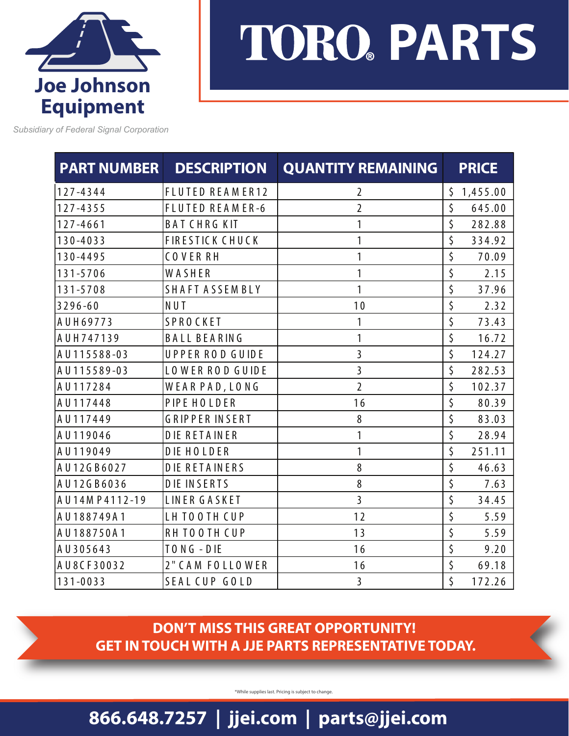Joe Johnson Equipment

*Subsidiary of Federal Signal Corporation*

# TORO® PARTS

| PART NUMBER | DESCRIPTION | QUANTITY REMAINING | PRICE |
|---|---|---|---|
| 127-4344 | FLUTED REAMER12 | 2 | $ 1,455.00 |
| 127-4355 | FLUTED REAMER-6 | 2 | $ 645.00 |
| 127-4661 | BAT CHRG KIT | 1 | $ 282.88 |
| 130-4033 | FIRESTICK CHUCK | 1 | $ 334.92 |
| 130-4495 | COVER RH | 1 | $ 70.09 |
| 131-5706 | WASHER | 1 | $ 2.15 |
| 131-5708 | SHAFT ASSEMBLY | 1 | $ 37.96 |
| 3296-60 | NUT | 10 | $ 2.32 |
| AUH69773 | SPROCKET | 1 | $ 73.43 |
| AUH747139 | BALL BEARING | 1 | $ 16.72 |
| AU115588-03 | UPPER ROD GUIDE | 3 | $ 124.27 |
| AU115589-03 | LOWER ROD GUIDE | 3 | $ 282.53 |
| AU117284 | WEAR PAD, LONG | 2 | $ 102.37 |
| AU117448 | PIPE HOLDER | 16 | $ 80.39 |
| AU117449 | GRIPPER INSERT | 8 | $ 83.03 |
| AU119046 | DIE RETAINER | 1 | $ 28.94 |
| AU119049 | DIE HOLDER | 1 | $ 251.11 |
| AU12GB6027 | DIE RETAINERS | 8 | $ 46.63 |
| AU12GB6036 | DIE INSERTS | 8 | $ 7.63 |
| AU14MP4112-19 | LINER GASKET | 3 | $ 34.45 |
| AU188749A1 | LH TOOTH CUP | 12 | $ 5.59 |
| AU188750A1 | RH TOOTH CUP | 13 | $ 5.59 |
| AU305643 | TONG - DIE | 16 | $ 9.20 |
| AU8CF30032 | 2" CAM FOLLOWER | 16 | $ 69.18 |
| 131-0033 | SEAL CUP GOLD | 3 | $ 172.26 |

**DON'T MISS THIS GREAT OPPORTUNITY!**
**GET IN TOUCH WITH A JJE PARTS REPRESENTATIVE TODAY.**

*While supplies last. Pricing is subject to change.

**866.648.7257 | jjei.com | parts@jjei.com**